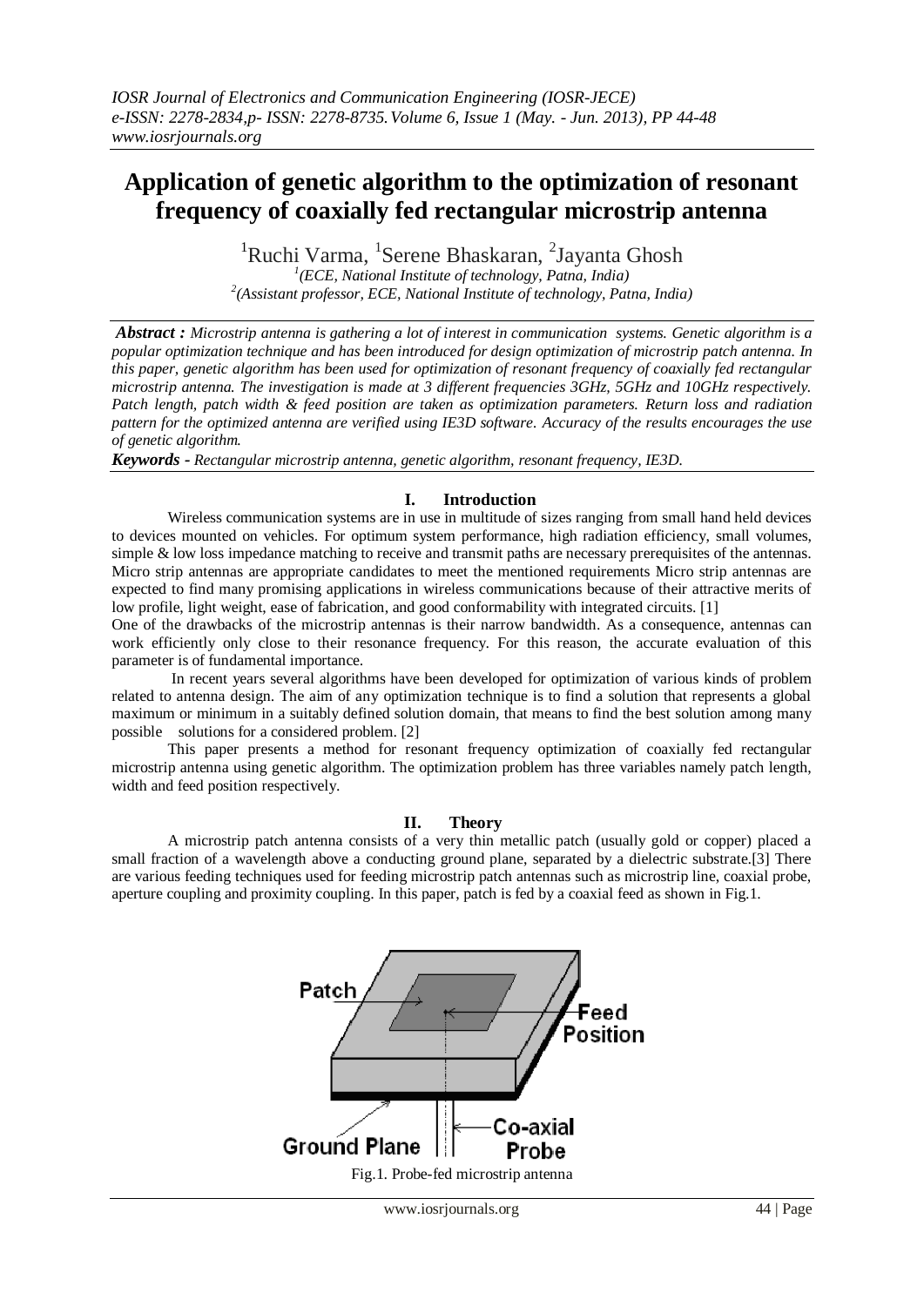# Application of genetic algorithm to the optimization of resonant frequency of coaxially fed rectangular microstrip antenna

Ruchi Varma[1], Serene Bhaskaran[1], Jayanta Ghosh[2]

[1](ECE, National Institute of technology, Patna, India)
[2](Assistant professor, ECE, National Institute of technology, Patna, India)

***Abstract :*** *Microstrip antenna is gathering a lot of interest in communication systems. Genetic algorithm is a popular optimization technique and has been introduced for design optimization of microstrip patch antenna. In this paper, genetic algorithm has been used for optimization of resonant frequency of coaxially fed rectangular microstrip antenna. The investigation is made at 3 different frequencies 3GHz, 5GHz and 10GHz respectively. Patch length, patch width & feed position are taken as optimization parameters. Return loss and radiation pattern for the optimized antenna are verified using IE3D software. Accuracy of the results encourages the use of genetic algorithm.*

***Keywords -*** *Rectangular microstrip antenna, genetic algorithm, resonant frequency, IE3D.*

## I. Introduction

Wireless communication systems are in use in multitude of sizes ranging from small hand held devices to devices mounted on vehicles. For optimum system performance, high radiation efficiency, small volumes, simple & low loss impedance matching to receive and transmit paths are necessary prerequisites of the antennas. Micro strip antennas are appropriate candidates to meet the mentioned requirements Micro strip antennas are expected to find many promising applications in wireless communications because of their attractive merits of low profile, light weight, ease of fabrication, and good conformability with integrated circuits. [1]

One of the drawbacks of the microstrip antennas is their narrow bandwidth. As a consequence, antennas can work efficiently only close to their resonance frequency. For this reason, the accurate evaluation of this parameter is of fundamental importance.

In recent years several algorithms have been developed for optimization of various kinds of problem related to antenna design. The aim of any optimization technique is to find a solution that represents a global maximum or minimum in a suitably defined solution domain, that means to find the best solution among many possible solutions for a considered problem. [2]

This paper presents a method for resonant frequency optimization of coaxially fed rectangular microstrip antenna using genetic algorithm. The optimization problem has three variables namely patch length, width and feed position respectively.

## II. Theory

A microstrip patch antenna consists of a very thin metallic patch (usually gold or copper) placed a small fraction of a wavelength above a conducting ground plane, separated by a dielectric substrate.[3] There are various feeding techniques used for feeding microstrip patch antennas such as microstrip line, coaxial probe, aperture coupling and proximity coupling. In this paper, patch is fed by a coaxial feed as shown in Fig.1.

Fig.1. Probe-fed microstrip antenna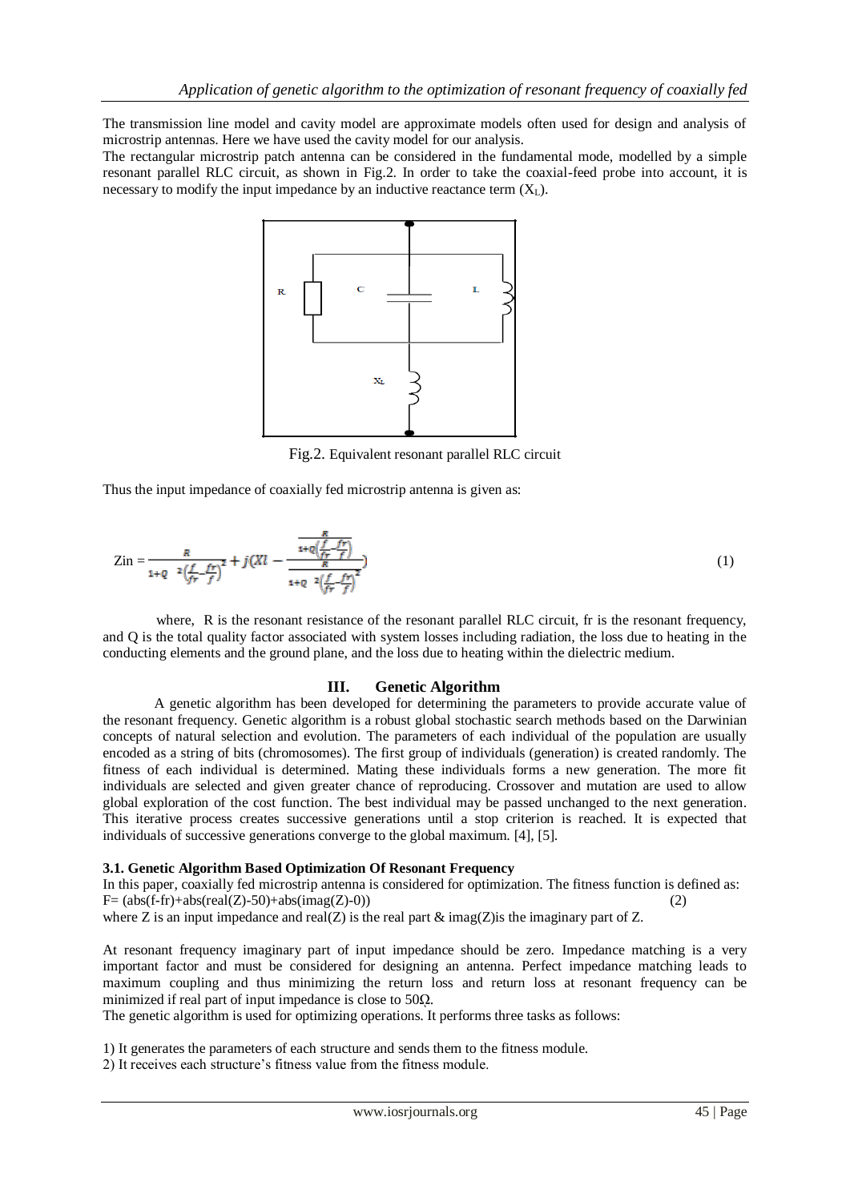The transmission line model and cavity model are approximate models often used for design and analysis of microstrip antennas. Here we have used the cavity model for our analysis.

The rectangular microstrip patch antenna can be considered in the fundamental mode, modelled by a simple resonant parallel RLC circuit, as shown in Fig.2. In order to take the coaxial-feed probe into account, it is necessary to modify the input impedance by an inductive reactance term ($X_L$).

Fig.2. Equivalent resonant parallel RLC circuit

Thus the input impedance of coaxially fed microstrip antenna is given as:

$$Zin = \frac{R}{1+Q^2\left(\frac{f}{fr}-\frac{fr}{f}\right)^2} + j\left(Xl - \frac{\frac{R}{1+Q\left(\frac{f}{fr}-\frac{fr}{f}\right)}}{\frac{R}{1+Q^2\left(\frac{f}{fr}-\frac{fr}{f}\right)^2}}\right) \tag{1}$$

where, R is the resonant resistance of the resonant parallel RLC circuit, fr is the resonant frequency, and Q is the total quality factor associated with system losses including radiation, the loss due to heating in the conducting elements and the ground plane, and the loss due to heating within the dielectric medium.

## III. Genetic Algorithm

A genetic algorithm has been developed for determining the parameters to provide accurate value of the resonant frequency. Genetic algorithm is a robust global stochastic search methods based on the Darwinian concepts of natural selection and evolution. The parameters of each individual of the population are usually encoded as a string of bits (chromosomes). The first group of individuals (generation) is created randomly. The fitness of each individual is determined. Mating these individuals forms a new generation. The more fit individuals are selected and given greater chance of reproducing. Crossover and mutation are used to allow global exploration of the cost function. The best individual may be passed unchanged to the next generation. This iterative process creates successive generations until a stop criterion is reached. It is expected that individuals of successive generations converge to the global maximum. [4], [5].

### 3.1. Genetic Algorithm Based Optimization Of Resonant Frequency

In this paper, coaxially fed microstrip antenna is considered for optimization. The fitness function is defined as:

$$F= (abs(f-fr)+abs(real(Z)-50)+abs(imag(Z)-0)) \tag{2}$$

where Z is an input impedance and real(Z) is the real part & imag(Z)is the imaginary part of Z.

At resonant frequency imaginary part of input impedance should be zero. Impedance matching is a very important factor and must be considered for designing an antenna. Perfect impedance matching leads to maximum coupling and thus minimizing the return loss and return loss at resonant frequency can be minimized if real part of input impedance is close to 50Ω.

The genetic algorithm is used for optimizing operations. It performs three tasks as follows:

1) It generates the parameters of each structure and sends them to the fitness module.
2) It receives each structure's fitness value from the fitness module.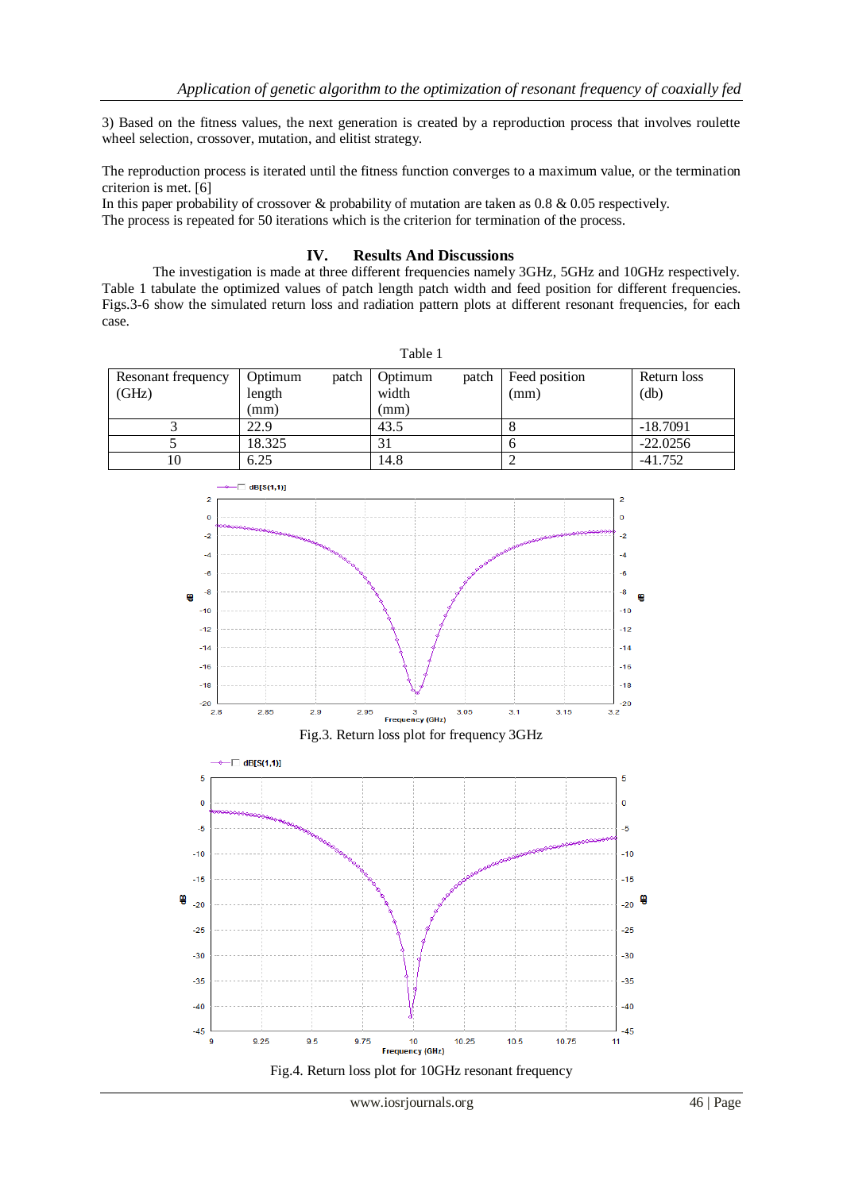3) Based on the fitness values, the next generation is created by a reproduction process that involves roulette wheel selection, crossover, mutation, and elitist strategy.

The reproduction process is iterated until the fitness function converges to a maximum value, or the termination criterion is met. [6]
In this paper probability of crossover & probability of mutation are taken as 0.8 & 0.05 respectively.
The process is repeated for 50 iterations which is the criterion for termination of the process.

## IV. Results And Discussions

The investigation is made at three different frequencies namely 3GHz, 5GHz and 10GHz respectively. Table 1 tabulate the optimized values of patch length patch width and feed position for different frequencies. Figs.3-6 show the simulated return loss and radiation pattern plots at different resonant frequencies, for each case.

Table 1

| Resonant frequency (GHz) | Optimum patch length (mm) | Optimum patch width (mm) | Feed position (mm) | Return loss (db) |
|---|---|---|---|---|
| 3 | 22.9 | 43.5 | 8 | -18.7091 |
| 5 | 18.325 | 31 | 6 | -22.0256 |
| 10 | 6.25 | 14.8 | 2 | -41.752 |

Fig.3. Return loss plot for frequency 3GHz

Fig.4. Return loss plot for 10GHz resonant frequency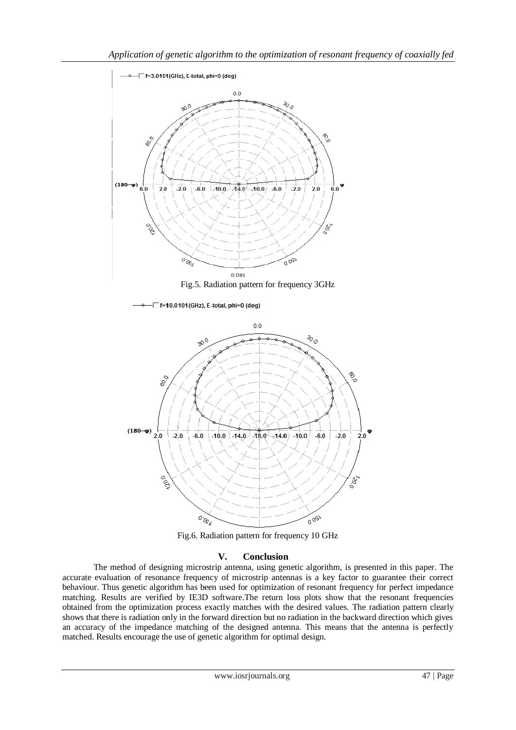Fig.5. Radiation pattern for frequency 3GHz

Fig.6. Radiation pattern for frequency 10 GHz

## V. Conclusion

The method of designing microstrip antenna, using genetic algorithm, is presented in this paper. The accurate evaluation of resonance frequency of microstrip antennas is a key factor to guarantee their correct behaviour. Thus genetic algorithm has been used for optimization of resonant frequency for perfect impedance matching. Results are verified by IE3D software.The return loss plots show that the resonant frequencies obtained from the optimization process exactly matches with the desired values. The radiation pattern clearly shows that there is radiation only in the forward direction but no radiation in the backward direction which gives an accuracy of the impedance matching of the designed antenna. This means that the antenna is perfectly matched. Results encourage the use of genetic algorithm for optimal design.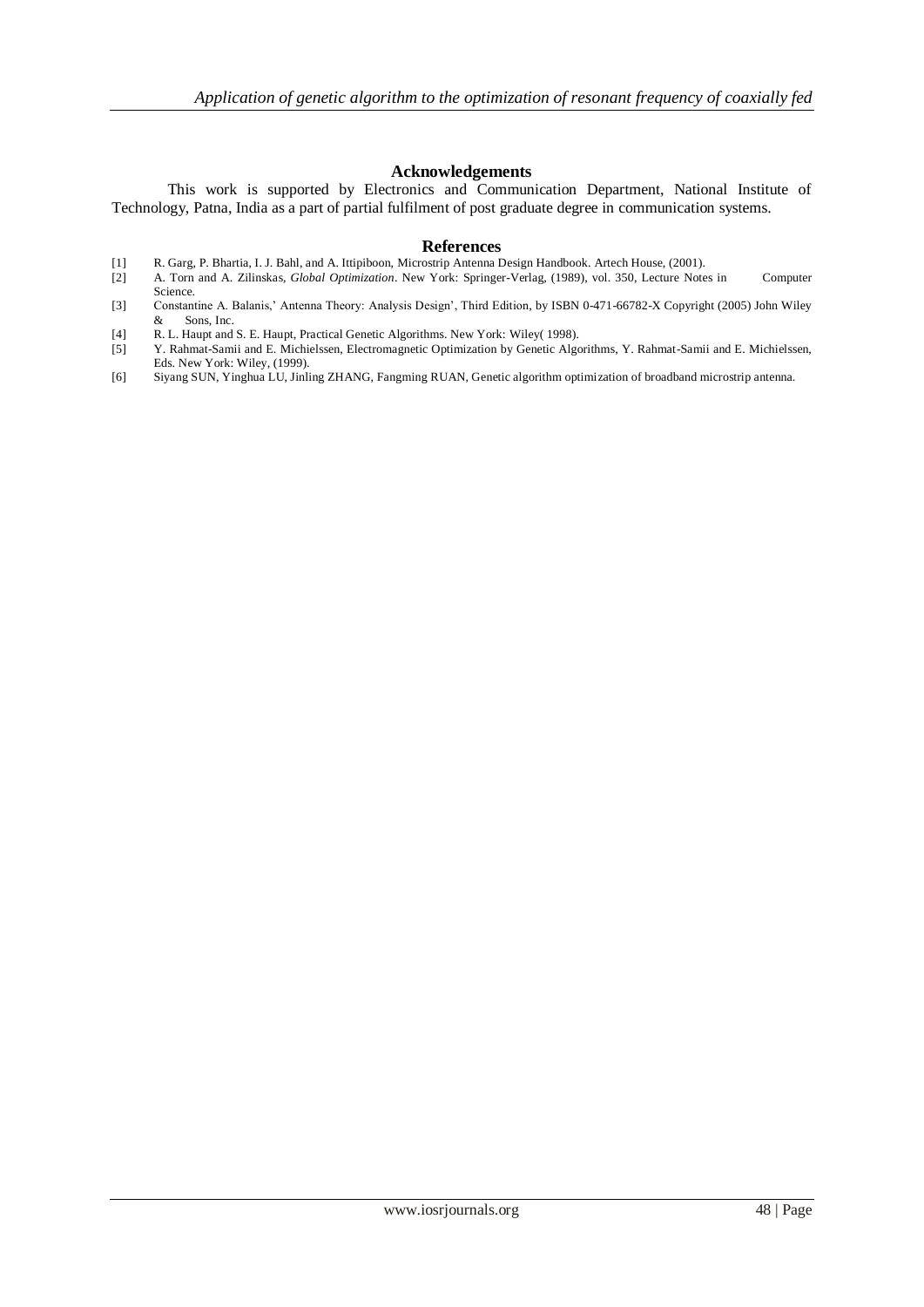## Acknowledgements

This work is supported by Electronics and Communication Department, National Institute of Technology, Patna, India as a part of partial fulfilment of post graduate degree in communication systems.

## References

[1] R. Garg, P. Bhartia, I. J. Bahl, and A. Ittipiboon, Microstrip Antenna Design Handbook. Artech House, (2001).

[2] A. Torn and A. Zilinskas, *Global Optimization*. New York: Springer-Verlag, (1989), vol. 350, Lecture Notes in Computer Science.

[3] Constantine A. Balanis,' Antenna Theory: Analysis Design', Third Edition, by ISBN 0-471-66782-X Copyright (2005) John Wiley & Sons, Inc.

[4] R. L. Haupt and S. E. Haupt, Practical Genetic Algorithms. New York: Wiley( 1998).

[5] Y. Rahmat-Samii and E. Michielssen, Electromagnetic Optimization by Genetic Algorithms, Y. Rahmat-Samii and E. Michielssen, Eds. New York: Wiley, (1999).

[6] Siyang SUN, Yinghua LU, Jinling ZHANG, Fangming RUAN, Genetic algorithm optimization of broadband microstrip antenna.